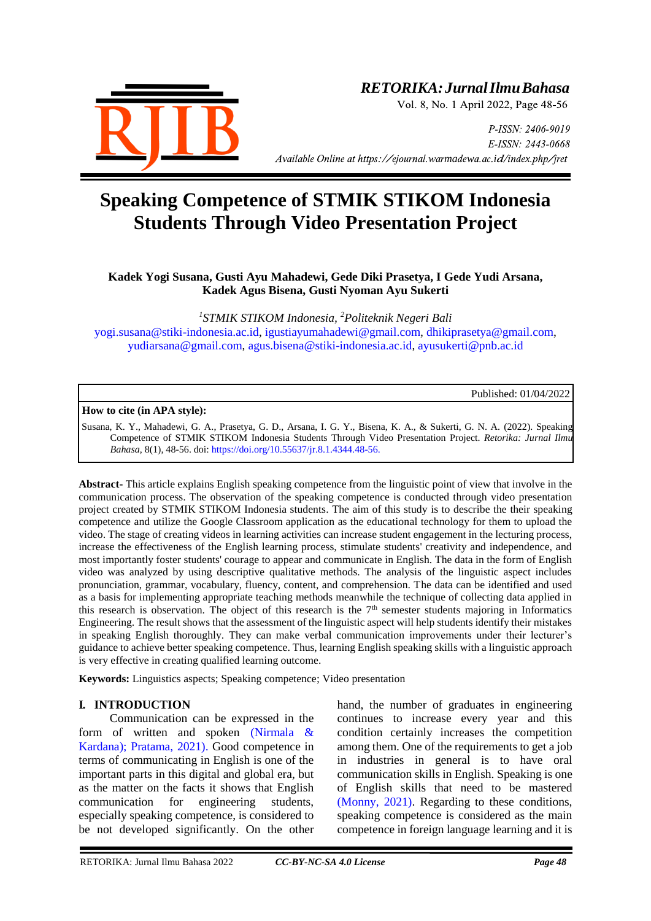# Speaking Competence of STMIK STIKOM Indonesia Students Through Video Presentation Project

**Kadek Yogi Susana, Gusti Ayu Mahadewi, Gede Diki Prasetya, I Gede Yudi Arsana, Kadek Agus Bisena, Gusti Nyoman Ayu Sukerti**

[1]*STMIK STIKOM Indonesia*, [2]*Politeknik Negeri Bali*

yogi.susana@stiki-indonesia.ac.id, igustiayumahadewi@gmail.com, dhikiprasetya@gmail.com, yudiarsana@gmail.com, agus.bisena@stiki-indonesia.ac.id, ayusukerti@pnb.ac.id

Published: 01/04/2022

**How to cite (in APA style):**

Susana, K. Y., Mahadewi, G. A., Prasetya, G. D., Arsana, I. G. Y., Bisena, K. A., & Sukerti, G. N. A. (2022). Speaking Competence of STMIK STIKOM Indonesia Students Through Video Presentation Project. *Retorika: Jurnal Ilmu Bahasa*, 8(1), 48-56. doi: https://doi.org/10.55637/jr.8.1.4344.48-56.

**Abstract-** This article explains English speaking competence from the linguistic point of view that involve in the communication process. The observation of the speaking competence is conducted through video presentation project created by STMIK STIKOM Indonesia students. The aim of this study is to describe the their speaking competence and utilize the Google Classroom application as the educational technology for them to upload the video. The stage of creating videos in learning activities can increase student engagement in the lecturing process, increase the effectiveness of the English learning process, stimulate students' creativity and independence, and most importantly foster students' courage to appear and communicate in English. The data in the form of English video was analyzed by using descriptive qualitative methods. The analysis of the linguistic aspect includes pronunciation, grammar, vocabulary, fluency, content, and comprehension. The data can be identified and used as a basis for implementing appropriate teaching methods meanwhile the technique of collecting data applied in this research is observation. The object of this research is the 7th semester students majoring in Informatics Engineering. The result shows that the assessment of the linguistic aspect will help students identify their mistakes in speaking English thoroughly. They can make verbal communication improvements under their lecturer's guidance to achieve better speaking competence. Thus, learning English speaking skills with a linguistic approach is very effective in creating qualified learning outcome.

**Keywords:** Linguistics aspects; Speaking competence; Video presentation

## I. INTRODUCTION

Communication can be expressed in the form of written and spoken (Nirmala & Kardana); Pratama, 2021). Good competence in terms of communicating in English is one of the important parts in this digital and global era, but as the matter on the facts it shows that English communication for engineering students, especially speaking competence, is considered to be not developed significantly. On the other hand, the number of graduates in engineering continues to increase every year and this condition certainly increases the competition among them. One of the requirements to get a job in industries in general is to have oral communication skills in English. Speaking is one of English skills that need to be mastered (Monny, 2021). Regarding to these conditions, speaking competence is considered as the main competence in foreign language learning and it is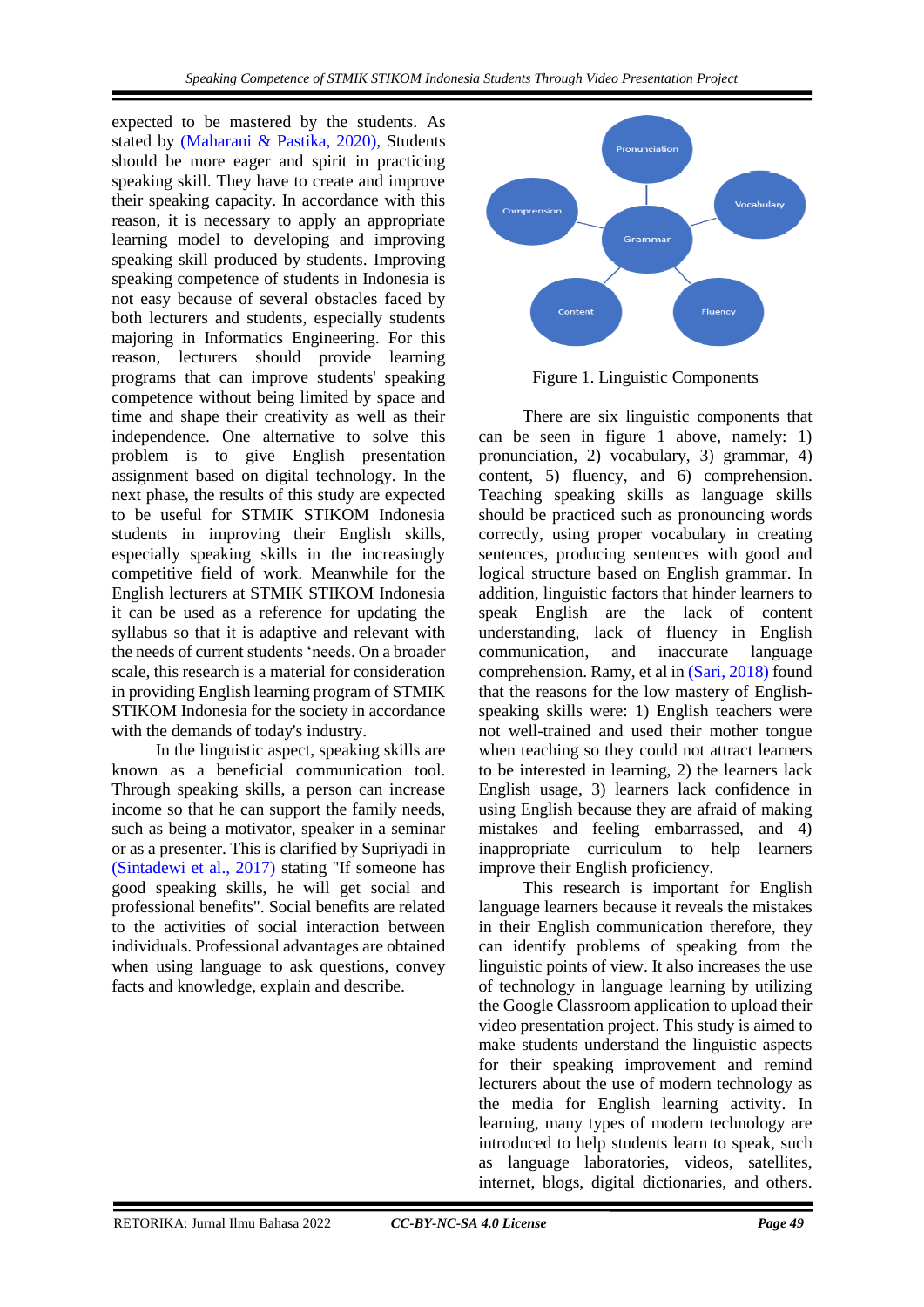expected to be mastered by the students. As stated by (Maharani & Pastika, 2020), Students should be more eager and spirit in practicing speaking skill. They have to create and improve their speaking capacity. In accordance with this reason, it is necessary to apply an appropriate learning model to developing and improving speaking skill produced by students. Improving speaking competence of students in Indonesia is not easy because of several obstacles faced by both lecturers and students, especially students majoring in Informatics Engineering. For this reason, lecturers should provide learning programs that can improve students' speaking competence without being limited by space and time and shape their creativity as well as their independence. One alternative to solve this problem is to give English presentation assignment based on digital technology. In the next phase, the results of this study are expected to be useful for STMIK STIKOM Indonesia students in improving their English skills, especially speaking skills in the increasingly competitive field of work. Meanwhile for the English lecturers at STMIK STIKOM Indonesia it can be used as a reference for updating the syllabus so that it is adaptive and relevant with the needs of current students 'needs. On a broader scale, this research is a material for consideration in providing English learning program of STMIK STIKOM Indonesia for the society in accordance with the demands of today's industry.

In the linguistic aspect, speaking skills are known as a beneficial communication tool. Through speaking skills, a person can increase income so that he can support the family needs, such as being a motivator, speaker in a seminar or as a presenter. This is clarified by Supriyadi in (Sintadewi et al., 2017) stating "If someone has good speaking skills, he will get social and professional benefits". Social benefits are related to the activities of social interaction between individuals. Professional advantages are obtained when using language to ask questions, convey facts and knowledge, explain and describe.

Figure 1. Linguistic Components

There are six linguistic components that can be seen in figure 1 above, namely: 1) pronunciation, 2) vocabulary, 3) grammar, 4) content, 5) fluency, and 6) comprehension. Teaching speaking skills as language skills should be practiced such as pronouncing words correctly, using proper vocabulary in creating sentences, producing sentences with good and logical structure based on English grammar. In addition, linguistic factors that hinder learners to speak English are the lack of content understanding, lack of fluency in English communication, and inaccurate language comprehension. Ramy, et al in (Sari, 2018) found that the reasons for the low mastery of English-speaking skills were: 1) English teachers were not well-trained and used their mother tongue when teaching so they could not attract learners to be interested in learning, 2) the learners lack English usage, 3) learners lack confidence in using English because they are afraid of making mistakes and feeling embarrassed, and 4) inappropriate curriculum to help learners improve their English proficiency.

This research is important for English language learners because it reveals the mistakes in their English communication therefore, they can identify problems of speaking from the linguistic points of view. It also increases the use of technology in language learning by utilizing the Google Classroom application to upload their video presentation project. This study is aimed to make students understand the linguistic aspects for their speaking improvement and remind lecturers about the use of modern technology as the media for English learning activity. In learning, many types of modern technology are introduced to help students learn to speak, such as language laboratories, videos, satellites, internet, blogs, digital dictionaries, and others.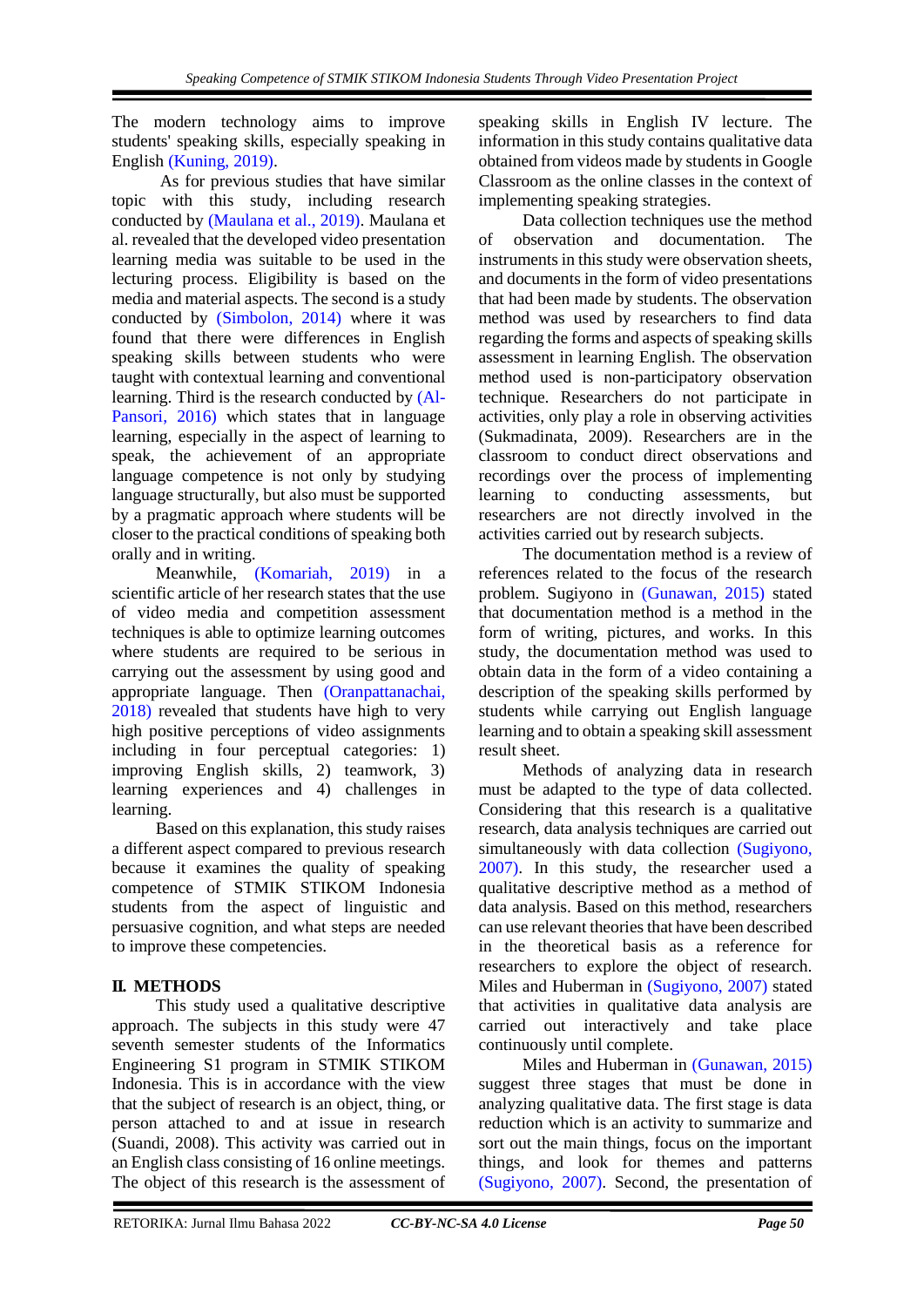The modern technology aims to improve students' speaking skills, especially speaking in English (Kuning, 2019).

As for previous studies that have similar topic with this study, including research conducted by (Maulana et al., 2019). Maulana et al. revealed that the developed video presentation learning media was suitable to be used in the lecturing process. Eligibility is based on the media and material aspects. The second is a study conducted by (Simbolon, 2014) where it was found that there were differences in English speaking skills between students who were taught with contextual learning and conventional learning. Third is the research conducted by (Al-Pansori, 2016) which states that in language learning, especially in the aspect of learning to speak, the achievement of an appropriate language competence is not only by studying language structurally, but also must be supported by a pragmatic approach where students will be closer to the practical conditions of speaking both orally and in writing.

Meanwhile, (Komariah, 2019) in a scientific article of her research states that the use of video media and competition assessment techniques is able to optimize learning outcomes where students are required to be serious in carrying out the assessment by using good and appropriate language. Then (Oranpattanachai, 2018) revealed that students have high to very high positive perceptions of video assignments including in four perceptual categories: 1) improving English skills, 2) teamwork, 3) learning experiences and 4) challenges in learning.

Based on this explanation, this study raises a different aspect compared to previous research because it examines the quality of speaking competence of STMIK STIKOM Indonesia students from the aspect of linguistic and persuasive cognition, and what steps are needed to improve these competencies.

## II. METHODS

This study used a qualitative descriptive approach. The subjects in this study were 47 seventh semester students of the Informatics Engineering S1 program in STMIK STIKOM Indonesia. This is in accordance with the view that the subject of research is an object, thing, or person attached to and at issue in research (Suandi, 2008). This activity was carried out in an English class consisting of 16 online meetings. The object of this research is the assessment of speaking skills in English IV lecture. The information in this study contains qualitative data obtained from videos made by students in Google Classroom as the online classes in the context of implementing speaking strategies.

Data collection techniques use the method of observation and documentation. The instruments in this study were observation sheets, and documents in the form of video presentations that had been made by students. The observation method was used by researchers to find data regarding the forms and aspects of speaking skills assessment in learning English. The observation method used is non-participatory observation technique. Researchers do not participate in activities, only play a role in observing activities (Sukmadinata, 2009). Researchers are in the classroom to conduct direct observations and recordings over the process of implementing learning to conducting assessments, but researchers are not directly involved in the activities carried out by research subjects.

The documentation method is a review of references related to the focus of the research problem. Sugiyono in (Gunawan, 2015) stated that documentation method is a method in the form of writing, pictures, and works. In this study, the documentation method was used to obtain data in the form of a video containing a description of the speaking skills performed by students while carrying out English language learning and to obtain a speaking skill assessment result sheet.

Methods of analyzing data in research must be adapted to the type of data collected. Considering that this research is a qualitative research, data analysis techniques are carried out simultaneously with data collection (Sugiyono, 2007). In this study, the researcher used a qualitative descriptive method as a method of data analysis. Based on this method, researchers can use relevant theories that have been described in the theoretical basis as a reference for researchers to explore the object of research. Miles and Huberman in (Sugiyono, 2007) stated that activities in qualitative data analysis are carried out interactively and take place continuously until complete.

Miles and Huberman in (Gunawan, 2015) suggest three stages that must be done in analyzing qualitative data. The first stage is data reduction which is an activity to summarize and sort out the main things, focus on the important things, and look for themes and patterns (Sugiyono, 2007). Second, the presentation of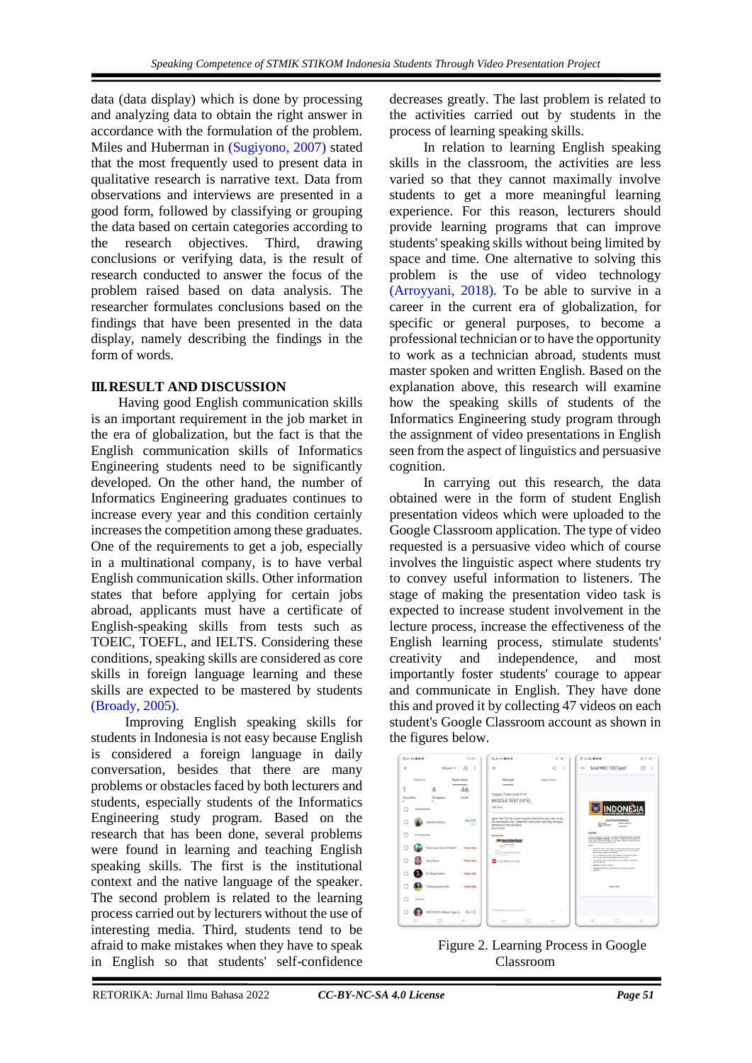data (data display) which is done by processing and analyzing data to obtain the right answer in accordance with the formulation of the problem. Miles and Huberman in (Sugiyono, 2007) stated that the most frequently used to present data in qualitative research is narrative text. Data from observations and interviews are presented in a good form, followed by classifying or grouping the data based on certain categories according to the research objectives. Third, drawing conclusions or verifying data, is the result of research conducted to answer the focus of the problem raised based on data analysis. The researcher formulates conclusions based on the findings that have been presented in the data display, namely describing the findings in the form of words.

## III. RESULT AND DISCUSSION

Having good English communication skills is an important requirement in the job market in the era of globalization, but the fact is that the English communication skills of Informatics Engineering students need to be significantly developed. On the other hand, the number of Informatics Engineering graduates continues to increase every year and this condition certainly increases the competition among these graduates. One of the requirements to get a job, especially in a multinational company, is to have verbal English communication skills. Other information states that before applying for certain jobs abroad, applicants must have a certificate of English-speaking skills from tests such as TOEIC, TOEFL, and IELTS. Considering these conditions, speaking skills are considered as core skills in foreign language learning and these skills are expected to be mastered by students (Broady, 2005).

Improving English speaking skills for students in Indonesia is not easy because English is considered a foreign language in daily conversation, besides that there are many problems or obstacles faced by both lecturers and students, especially students of the Informatics Engineering study program. Based on the research that has been done, several problems were found in learning and teaching English speaking skills. The first is the institutional context and the native language of the speaker. The second problem is related to the learning process carried out by lecturers without the use of interesting media. Third, students tend to be afraid to make mistakes when they have to speak in English so that students' self-confidence decreases greatly. The last problem is related to the activities carried out by students in the process of learning speaking skills.

In relation to learning English speaking skills in the classroom, the activities are less varied so that they cannot maximally involve students to get a more meaningful learning experience. For this reason, lecturers should provide learning programs that can improve students' speaking skills without being limited by space and time. One alternative to solving this problem is the use of video technology (Arroyyani, 2018). To be able to survive in a career in the current era of globalization, for specific or general purposes, to become a professional technician or to have the opportunity to work as a technician abroad, students must master spoken and written English. Based on the explanation above, this research will examine how the speaking skills of students of the Informatics Engineering study program through the assignment of video presentations in English seen from the aspect of linguistics and persuasive cognition.

In carrying out this research, the data obtained were in the form of student English presentation videos which were uploaded to the Google Classroom application. The type of video requested is a persuasive video which of course involves the linguistic aspect where students try to convey useful information to listeners. The stage of making the presentation video task is expected to increase student involvement in the lecture process, increase the effectiveness of the English learning process, stimulate students' creativity and independence, and most importantly foster students' courage to appear and communicate in English. They have done this and proved it by collecting 47 videos on each student's Google Classroom account as shown in the figures below.

Figure 2. Learning Process in Google Classroom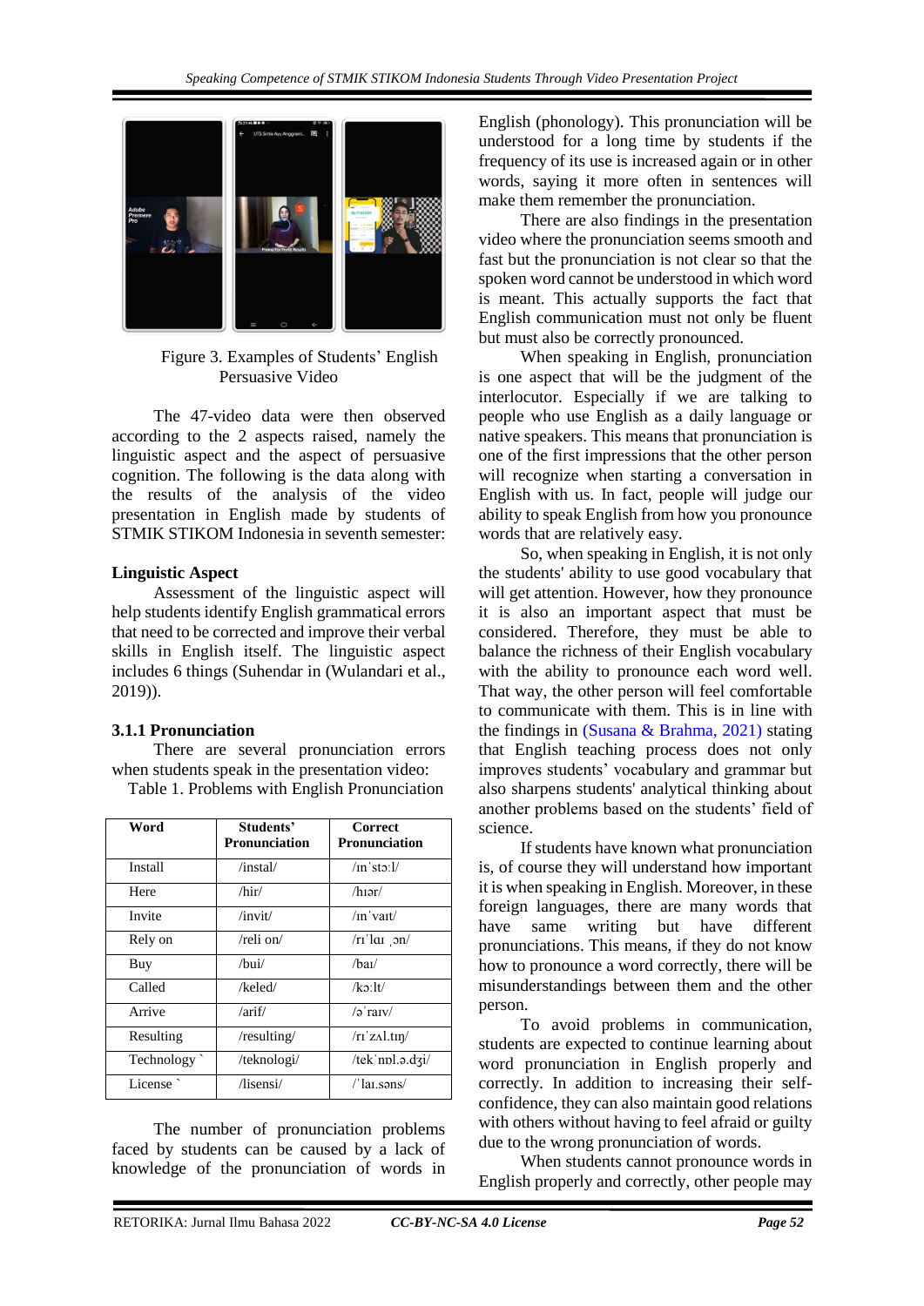Figure 3. Examples of Students' English Persuasive Video

The 47-video data were then observed according to the 2 aspects raised, namely the linguistic aspect and the aspect of persuasive cognition. The following is the data along with the results of the analysis of the video presentation in English made by students of STMIK STIKOM Indonesia in seventh semester:

**Linguistic Aspect**

Assessment of the linguistic aspect will help students identify English grammatical errors that need to be corrected and improve their verbal skills in English itself. The linguistic aspect includes 6 things (Suhendar in (Wulandari et al., 2019)).

**3.1.1 Pronunciation**

There are several pronunciation errors when students speak in the presentation video:

Table 1. Problems with English Pronunciation

| Word | Students' Pronunciation | Correct Pronunciation |
|---|---|---|
| Install | /instal/ | /ɪnˈstɔːl/ |
| Here | /hir/ | /hɪər/ |
| Invite | /invit/ | /ɪnˈvaɪt/ |
| Rely on | /reli on/ | /rɪˈlaɪ ˌɒn/ |
| Buy | /bui/ | /baɪ/ |
| Called | /keled/ | /kɔːlt/ |
| Arrive | /arif/ | /əˈraɪv/ |
| Resulting | /resulting/ | /rɪˈzʌl.tɪŋ/ |
| Technology ` | /teknologi/ | /tekˈnɒl.ə.dʒi/ |
| License ` | /lisensi/ | /ˈlaɪ.səns/ |

The number of pronunciation problems faced by students can be caused by a lack of knowledge of the pronunciation of words in English (phonology). This pronunciation will be understood for a long time by students if the frequency of its use is increased again or in other words, saying it more often in sentences will make them remember the pronunciation.

There are also findings in the presentation video where the pronunciation seems smooth and fast but the pronunciation is not clear so that the spoken word cannot be understood in which word is meant. This actually supports the fact that English communication must not only be fluent but must also be correctly pronounced.

When speaking in English, pronunciation is one aspect that will be the judgment of the interlocutor. Especially if we are talking to people who use English as a daily language or native speakers. This means that pronunciation is one of the first impressions that the other person will recognize when starting a conversation in English with us. In fact, people will judge our ability to speak English from how you pronounce words that are relatively easy.

So, when speaking in English, it is not only the students' ability to use good vocabulary that will get attention. However, how they pronounce it is also an important aspect that must be considered. Therefore, they must be able to balance the richness of their English vocabulary with the ability to pronounce each word well. That way, the other person will feel comfortable to communicate with them. This is in line with the findings in (Susana & Brahma, 2021) stating that English teaching process does not only improves students' vocabulary and grammar but also sharpens students' analytical thinking about another problems based on the students' field of science.

If students have known what pronunciation is, of course they will understand how important it is when speaking in English. Moreover, in these foreign languages, there are many words that have same writing but have different pronunciations. This means, if they do not know how to pronounce a word correctly, there will be misunderstandings between them and the other person.

To avoid problems in communication, students are expected to continue learning about word pronunciation in English properly and correctly. In addition to increasing their self-confidence, they can also maintain good relations with others without having to feel afraid or guilty due to the wrong pronunciation of words.

When students cannot pronounce words in English properly and correctly, other people may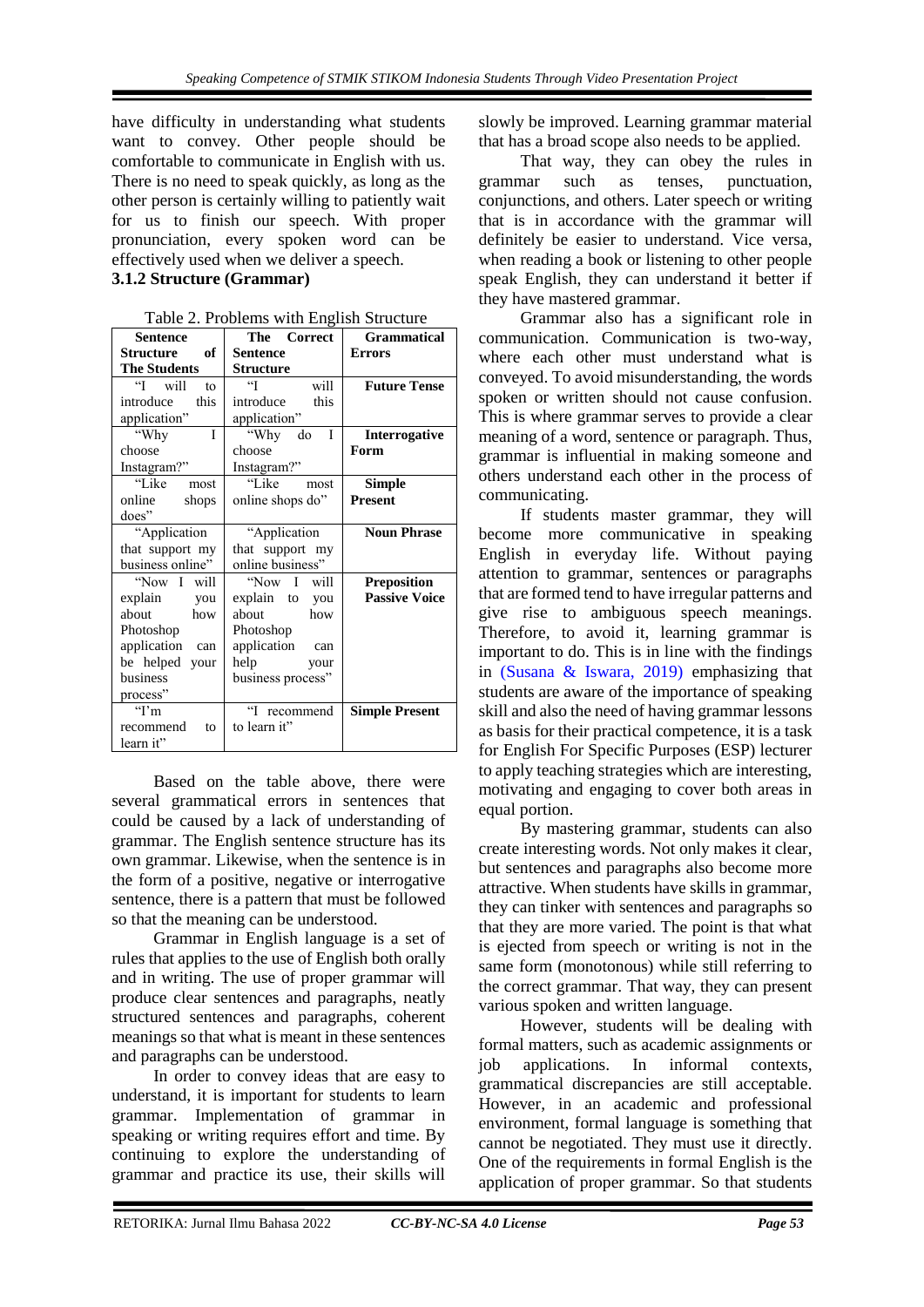have difficulty in understanding what students want to convey. Other people should be comfortable to communicate in English with us. There is no need to speak quickly, as long as the other person is certainly willing to patiently wait for us to finish our speech. With proper pronunciation, every spoken word can be effectively used when we deliver a speech.

### 3.1.2 Structure (Grammar)

Table 2. Problems with English Structure

| Sentence Structure of The Students | The Correct Sentence Structure | Grammatical Errors |
|---|---|---|
| "I will to introduce this application" | "I will introduce this application" | **Future Tense** |
| "Why I choose Instagram?" | "Why do I choose Instagram?" | **Interrogative Form** |
| "Like most online shops does" | "Like most online shops do" | **Simple Present** |
| "Application that support my business online" | "Application that support my online business" | **Noun Phrase** |
| "Now I will explain you about how Photoshop application can be helped your business process" | "Now I will explain to you about how Photoshop application can help your business process" | **Preposition Passive Voice** |
| "I'm recommend to learn it" | "I recommend to learn it" | **Simple Present** |

Based on the table above, there were several grammatical errors in sentences that could be caused by a lack of understanding of grammar. The English sentence structure has its own grammar. Likewise, when the sentence is in the form of a positive, negative or interrogative sentence, there is a pattern that must be followed so that the meaning can be understood.

Grammar in English language is a set of rules that applies to the use of English both orally and in writing. The use of proper grammar will produce clear sentences and paragraphs, neatly structured sentences and paragraphs, coherent meanings so that what is meant in these sentences and paragraphs can be understood.

In order to convey ideas that are easy to understand, it is important for students to learn grammar. Implementation of grammar in speaking or writing requires effort and time. By continuing to explore the understanding of grammar and practice its use, their skills will slowly be improved. Learning grammar material that has a broad scope also needs to be applied.

That way, they can obey the rules in grammar such as tenses, punctuation, conjunctions, and others. Later speech or writing that is in accordance with the grammar will definitely be easier to understand. Vice versa, when reading a book or listening to other people speak English, they can understand it better if they have mastered grammar.

Grammar also has a significant role in communication. Communication is two-way, where each other must understand what is conveyed. To avoid misunderstanding, the words spoken or written should not cause confusion. This is where grammar serves to provide a clear meaning of a word, sentence or paragraph. Thus, grammar is influential in making someone and others understand each other in the process of communicating.

If students master grammar, they will become more communicative in speaking English in everyday life. Without paying attention to grammar, sentences or paragraphs that are formed tend to have irregular patterns and give rise to ambiguous speech meanings. Therefore, to avoid it, learning grammar is important to do. This is in line with the findings in (Susana & Iswara, 2019) emphasizing that students are aware of the importance of speaking skill and also the need of having grammar lessons as basis for their practical competence, it is a task for English For Specific Purposes (ESP) lecturer to apply teaching strategies which are interesting, motivating and engaging to cover both areas in equal portion.

By mastering grammar, students can also create interesting words. Not only makes it clear, but sentences and paragraphs also become more attractive. When students have skills in grammar, they can tinker with sentences and paragraphs so that they are more varied. The point is that what is ejected from speech or writing is not in the same form (monotonous) while still referring to the correct grammar. That way, they can present various spoken and written language.

However, students will be dealing with formal matters, such as academic assignments or job applications. In informal contexts, grammatical discrepancies are still acceptable. However, in an academic and professional environment, formal language is something that cannot be negotiated. They must use it directly. One of the requirements in formal English is the application of proper grammar. So that students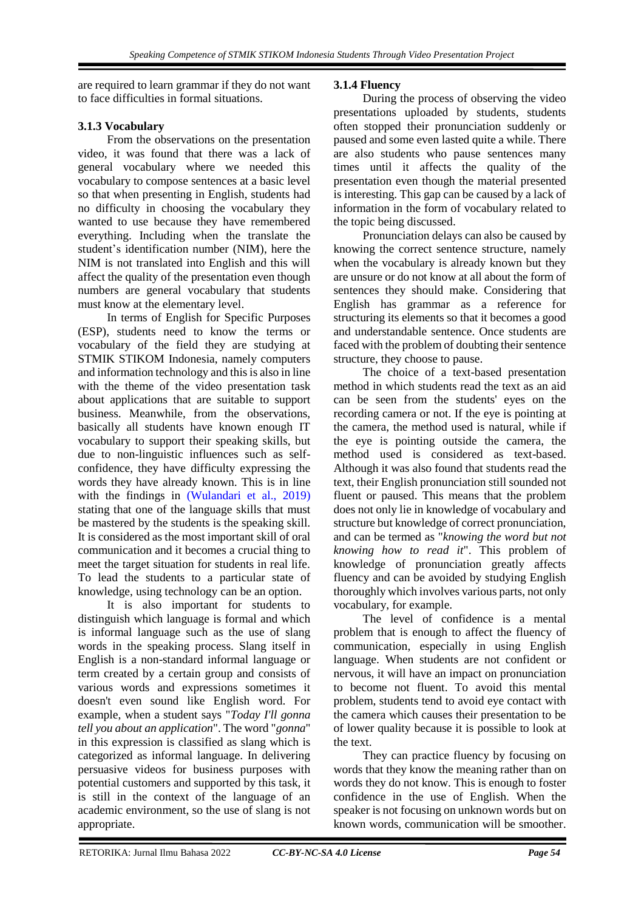are required to learn grammar if they do not want to face difficulties in formal situations.

### 3.1.3 Vocabulary

From the observations on the presentation video, it was found that there was a lack of general vocabulary where we needed this vocabulary to compose sentences at a basic level so that when presenting in English, students had no difficulty in choosing the vocabulary they wanted to use because they have remembered everything. Including when the translate the student's identification number (NIM), here the NIM is not translated into English and this will affect the quality of the presentation even though numbers are general vocabulary that students must know at the elementary level.

In terms of English for Specific Purposes (ESP), students need to know the terms or vocabulary of the field they are studying at STMIK STIKOM Indonesia, namely computers and information technology and this is also in line with the theme of the video presentation task about applications that are suitable to support business. Meanwhile, from the observations, basically all students have known enough IT vocabulary to support their speaking skills, but due to non-linguistic influences such as self-confidence, they have difficulty expressing the words they have already known. This is in line with the findings in (Wulandari et al., 2019) stating that one of the language skills that must be mastered by the students is the speaking skill. It is considered as the most important skill of oral communication and it becomes a crucial thing to meet the target situation for students in real life. To lead the students to a particular state of knowledge, using technology can be an option.

It is also important for students to distinguish which language is formal and which is informal language such as the use of slang words in the speaking process. Slang itself in English is a non-standard informal language or term created by a certain group and consists of various words and expressions sometimes it doesn't even sound like English word. For example, when a student says "*Today I'll gonna tell you about an application*". The word "*gonna*" in this expression is classified as slang which is categorized as informal language. In delivering persuasive videos for business purposes with potential customers and supported by this task, it is still in the context of the language of an academic environment, so the use of slang is not appropriate.

### 3.1.4 Fluency

During the process of observing the video presentations uploaded by students, students often stopped their pronunciation suddenly or paused and some even lasted quite a while. There are also students who pause sentences many times until it affects the quality of the presentation even though the material presented is interesting. This gap can be caused by a lack of information in the form of vocabulary related to the topic being discussed.

Pronunciation delays can also be caused by knowing the correct sentence structure, namely when the vocabulary is already known but they are unsure or do not know at all about the form of sentences they should make. Considering that English has grammar as a reference for structuring its elements so that it becomes a good and understandable sentence. Once students are faced with the problem of doubting their sentence structure, they choose to pause.

The choice of a text-based presentation method in which students read the text as an aid can be seen from the students' eyes on the recording camera or not. If the eye is pointing at the camera, the method used is natural, while if the eye is pointing outside the camera, the method used is considered as text-based. Although it was also found that students read the text, their English pronunciation still sounded not fluent or paused. This means that the problem does not only lie in knowledge of vocabulary and structure but knowledge of correct pronunciation, and can be termed as "*knowing the word but not knowing how to read it*". This problem of knowledge of pronunciation greatly affects fluency and can be avoided by studying English thoroughly which involves various parts, not only vocabulary, for example.

The level of confidence is a mental problem that is enough to affect the fluency of communication, especially in using English language. When students are not confident or nervous, it will have an impact on pronunciation to become not fluent. To avoid this mental problem, students tend to avoid eye contact with the camera which causes their presentation to be of lower quality because it is possible to look at the text.

They can practice fluency by focusing on words that they know the meaning rather than on words they do not know. This is enough to foster confidence in the use of English. When the speaker is not focusing on unknown words but on known words, communication will be smoother.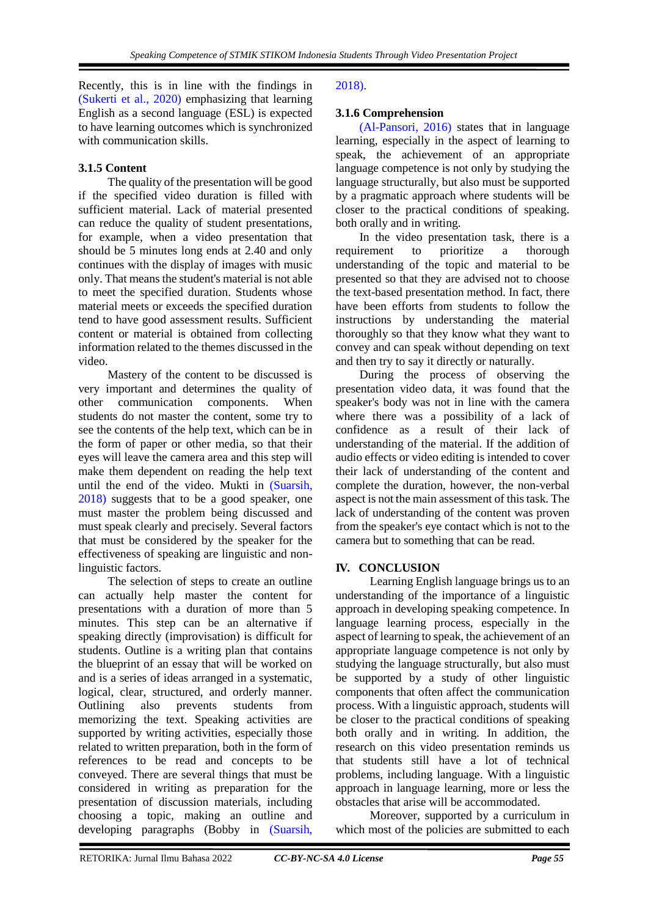Recently, this is in line with the findings in (Sukerti et al., 2020) emphasizing that learning English as a second language (ESL) is expected to have learning outcomes which is synchronized with communication skills.

### 3.1.5 Content

The quality of the presentation will be good if the specified video duration is filled with sufficient material. Lack of material presented can reduce the quality of student presentations, for example, when a video presentation that should be 5 minutes long ends at 2.40 and only continues with the display of images with music only. That means the student's material is not able to meet the specified duration. Students whose material meets or exceeds the specified duration tend to have good assessment results. Sufficient content or material is obtained from collecting information related to the themes discussed in the video.

Mastery of the content to be discussed is very important and determines the quality of other communication components. When students do not master the content, some try to see the contents of the help text, which can be in the form of paper or other media, so that their eyes will leave the camera area and this step will make them dependent on reading the help text until the end of the video. Mukti in (Suarsih, 2018) suggests that to be a good speaker, one must master the problem being discussed and must speak clearly and precisely. Several factors that must be considered by the speaker for the effectiveness of speaking are linguistic and non-linguistic factors.

The selection of steps to create an outline can actually help master the content for presentations with a duration of more than 5 minutes. This step can be an alternative if speaking directly (improvisation) is difficult for students. Outline is a writing plan that contains the blueprint of an essay that will be worked on and is a series of ideas arranged in a systematic, logical, clear, structured, and orderly manner. Outlining also prevents students from memorizing the text. Speaking activities are supported by writing activities, especially those related to written preparation, both in the form of references to be read and concepts to be conveyed. There are several things that must be considered in writing as preparation for the presentation of discussion materials, including choosing a topic, making an outline and developing paragraphs (Bobby in (Suarsih, 2018).

### 3.1.6 Comprehension

(Al-Pansori, 2016) states that in language learning, especially in the aspect of learning to speak, the achievement of an appropriate language competence is not only by studying the language structurally, but also must be supported by a pragmatic approach where students will be closer to the practical conditions of speaking. both orally and in writing.

In the video presentation task, there is a requirement to prioritize a thorough understanding of the topic and material to be presented so that they are advised not to choose the text-based presentation method. In fact, there have been efforts from students to follow the instructions by understanding the material thoroughly so that they know what they want to convey and can speak without depending on text and then try to say it directly or naturally.

During the process of observing the presentation video data, it was found that the speaker's body was not in line with the camera where there was a possibility of a lack of confidence as a result of their lack of understanding of the material. If the addition of audio effects or video editing is intended to cover their lack of understanding of the content and complete the duration, however, the non-verbal aspect is not the main assessment of this task. The lack of understanding of the content was proven from the speaker's eye contact which is not to the camera but to something that can be read.

## IV. CONCLUSION

Learning English language brings us to an understanding of the importance of a linguistic approach in developing speaking competence. In language learning process, especially in the aspect of learning to speak, the achievement of an appropriate language competence is not only by studying the language structurally, but also must be supported by a study of other linguistic components that often affect the communication process. With a linguistic approach, students will be closer to the practical conditions of speaking both orally and in writing. In addition, the research on this video presentation reminds us that students still have a lot of technical problems, including language. With a linguistic approach in language learning, more or less the obstacles that arise will be accommodated.

Moreover, supported by a curriculum in which most of the policies are submitted to each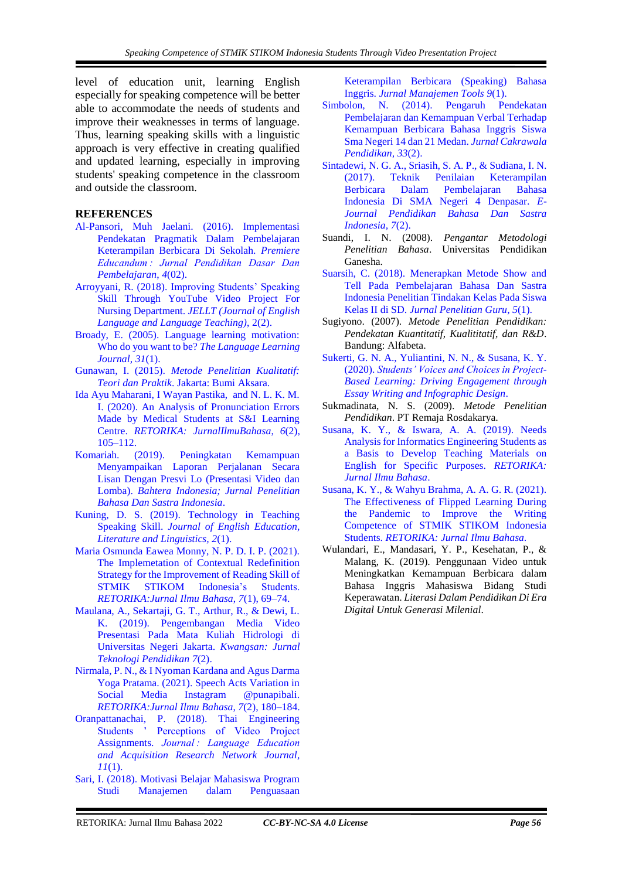level of education unit, learning English especially for speaking competence will be better able to accommodate the needs of students and improve their weaknesses in terms of language. Thus, learning speaking skills with a linguistic approach is very effective in creating qualified and updated learning, especially in improving students' speaking competence in the classroom and outside the classroom.

## REFERENCES

Al-Pansori, Muh Jaelani. (2016). Implementasi Pendekatan Pragmatik Dalam Pembelajaran Keterampilan Berbicara Di Sekolah. *Premiere Educandum : Jurnal Pendidikan Dasar Dan Pembelajaran*, *4*(02).

Arroyyani, R. (2018). Improving Students' Speaking Skill Through YouTube Video Project For Nursing Department. *JELLT (Journal of English Language and Language Teaching)*, 2(2).

Broady, E. (2005). Language learning motivation: Who do you want to be? *The Language Learning Journal*, *31*(1).

Gunawan, I. (2015). *Metode Penelitian Kualitatif: Teori dan Praktik*. Jakarta: Bumi Aksara.

Ida Ayu Maharani, I Wayan Pastika, and N. L. K. M. I. (2020). An Analysis of Pronunciation Errors Made by Medical Students at S&I Learning Centre. *RETORIKA: JurnalIlmuBahasa*, *6*(2), 105–112.

Komariah. (2019). Peningkatan Kemampuan Menyampaikan Laporan Perjalanan Secara Lisan Dengan Presvi Lo (Presentasi Video dan Lomba). *Bahtera Indonesia; Jurnal Penelitian Bahasa Dan Sastra Indonesia*.

Kuning, D. S. (2019). Technology in Teaching Speaking Skill. *Journal of English Education, Literature and Linguistics*, *2*(1).

Maria Osmunda Eawea Monny, N. P. D. I. P. (2021). The Implemetation of Contextual Redefinition Strategy for the Improvement of Reading Skill of STMIK STIKOM Indonesia's Students. *RETORIKA:Jurnal Ilmu Bahasa*, *7*(1), 69–74.

Maulana, A., Sekartaji, G. T., Arthur, R., & Dewi, L. K. (2019). Pengembangan Media Video Presentasi Pada Mata Kuliah Hidrologi di Universitas Negeri Jakarta. *Kwangsan: Jurnal Teknologi Pendidikan* *7*(2).

Nirmala, P. N., & I Nyoman Kardana and Agus Darma Yoga Pratama. (2021). Speech Acts Variation in Social Media Instagram @punapibali. *RETORIKA:Jurnal Ilmu Bahasa*, *7*(2), 180–184.

Oranpattanachai, P. (2018). Thai Engineering Students ' Perceptions of Video Project Assignments. *Journal : Language Education and Acquisition Research Network Journal*, *11*(1).

Sari, I. (2018). Motivasi Belajar Mahasiswa Program Studi Manajemen dalam Penguasaan Keterampilan Berbicara (Speaking) Bahasa Inggris. *Jurnal Manajemen Tools* *9*(1).

Simbolon, N. (2014). Pengaruh Pendekatan Pembelajaran dan Kemampuan Verbal Terhadap Kemampuan Berbicara Bahasa Inggris Siswa Sma Negeri 14 dan 21 Medan. *Jurnal Cakrawala Pendidikan*, *33*(2).

Sintadewi, N. G. A., Sriasih, S. A. P., & Sudiana, I. N. (2017). Teknik Penilaian Keterampilan Berbicara Dalam Pembelajaran Bahasa Indonesia Di SMA Negeri 4 Denpasar. *E-Journal Pendidikan Bahasa Dan Sastra Indonesia*, *7*(2).

Suandi, I. N. (2008). *Pengantar Metodologi Penelitian Bahasa*. Universitas Pendidikan Ganesha.

Suarsih, C. (2018). Menerapkan Metode Show and Tell Pada Pembelajaran Bahasa Dan Sastra Indonesia Penelitian Tindakan Kelas Pada Siswa Kelas II di SD. *Jurnal Penelitian Guru*, *5*(1).

Sugiyono. (2007). *Metode Penelitian Pendidikan: Pendekatan Kuantitatif, Kualitatif, dan R&D*. Bandung: Alfabeta.

Sukerti, G. N. A., Yuliantini, N. N., & Susana, K. Y. (2020). *Students' Voices and Choices in Project-Based Learning: Driving Engagement through Essay Writing and Infographic Design*.

Sukmadinata, N. S. (2009). *Metode Penelitian Pendidikan*. PT Remaja Rosdakarya.

Susana, K. Y., & Iswara, A. A. (2019). Needs Analysis for Informatics Engineering Students as a Basis to Develop Teaching Materials on English for Specific Purposes. *RETORIKA: Jurnal Ilmu Bahasa*.

Susana, K. Y., & Wahyu Brahma, A. A. G. R. (2021). The Effectiveness of Flipped Learning During the Pandemic to Improve the Writing Competence of STMIK STIKOM Indonesia Students. *RETORIKA: Jurnal Ilmu Bahasa*.

Wulandari, E., Mandasari, Y. P., Kesehatan, P., & Malang, K. (2019). Penggunaan Video untuk Meningkatkan Kemampuan Berbicara dalam Bahasa Inggris Mahasiswa Bidang Studi Keperawatan. *Literasi Dalam Pendidikan Di Era Digital Untuk Generasi Milenial*.